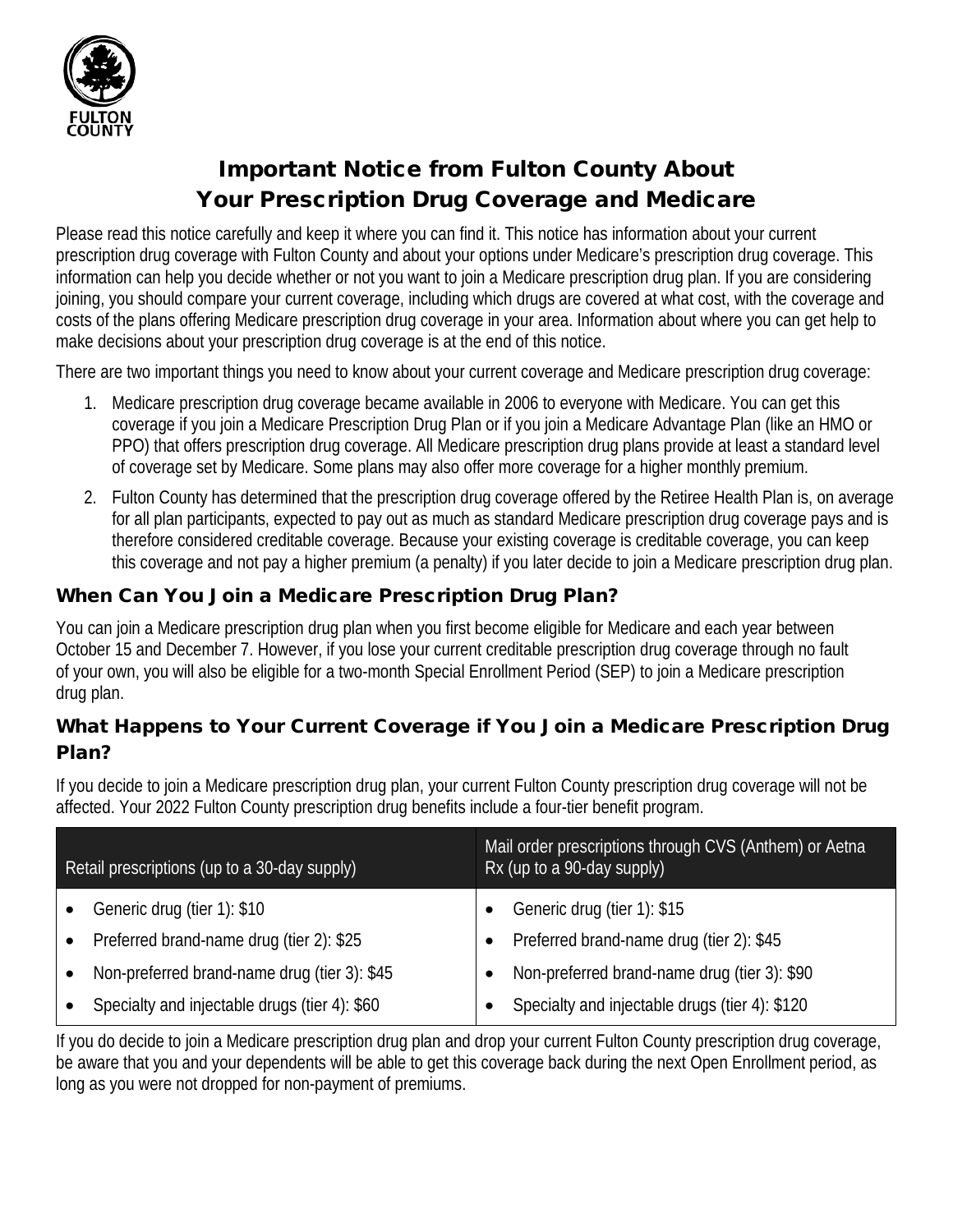# Important Notice from Fulton County About Your Prescription Drug Coverage and Medicare

Please read this notice carefully and keep it where you can find it. This notice has information about your current prescription drug coverage with Fulton County and about your options under Medicare's prescription drug coverage. This information can help you decide whether or not you want to join a Medicare prescription drug plan. If you are considering joining, you should compare your current coverage, including which drugs are covered at what cost, with the coverage and costs of the plans offering Medicare prescription drug coverage in your area. Information about where you can get help to make decisions about your prescription drug coverage is at the end of this notice.

There are two important things you need to know about your current coverage and Medicare prescription drug coverage:

1. Medicare prescription drug coverage became available in 2006 to everyone with Medicare. You can get this coverage if you join a Medicare Prescription Drug Plan or if you join a Medicare Advantage Plan (like an HMO or PPO) that offers prescription drug coverage. All Medicare prescription drug plans provide at least a standard level of coverage set by Medicare. Some plans may also offer more coverage for a higher monthly premium.
2. Fulton County has determined that the prescription drug coverage offered by the Retiree Health Plan is, on average for all plan participants, expected to pay out as much as standard Medicare prescription drug coverage pays and is therefore considered creditable coverage. Because your existing coverage is creditable coverage, you can keep this coverage and not pay a higher premium (a penalty) if you later decide to join a Medicare prescription drug plan.

## When Can You Join a Medicare Prescription Drug Plan?

You can join a Medicare prescription drug plan when you first become eligible for Medicare and each year between October 15 and December 7. However, if you lose your current creditable prescription drug coverage through no fault of your own, you will also be eligible for a two-month Special Enrollment Period (SEP) to join a Medicare prescription drug plan.

## What Happens to Your Current Coverage if You Join a Medicare Prescription Drug Plan?

If you decide to join a Medicare prescription drug plan, your current Fulton County prescription drug coverage will not be affected. Your 2022 Fulton County prescription drug benefits include a four-tier benefit program.

| Retail prescriptions (up to a 30-day supply) | Mail order prescriptions through CVS (Anthem) or Aetna Rx (up to a 90-day supply) |
|---|---|
| • Generic drug (tier 1): $10 | • Generic drug (tier 1): $15 |
| • Preferred brand-name drug (tier 2): $25 | • Preferred brand-name drug (tier 2): $45 |
| • Non-preferred brand-name drug (tier 3): $45 | • Non-preferred brand-name drug (tier 3): $90 |
| • Specialty and injectable drugs (tier 4): $60 | • Specialty and injectable drugs (tier 4): $120 |

If you do decide to join a Medicare prescription drug plan and drop your current Fulton County prescription drug coverage, be aware that you and your dependents will be able to get this coverage back during the next Open Enrollment period, as long as you were not dropped for non-payment of premiums.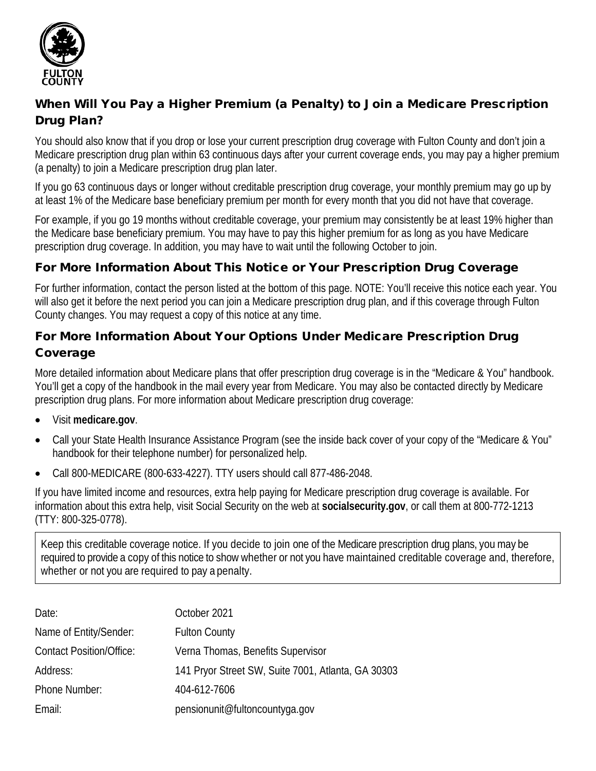FULTON COUNTY

## When Will You Pay a Higher Premium (a Penalty) to Join a Medicare Prescription Drug Plan?

You should also know that if you drop or lose your current prescription drug coverage with Fulton County and don't join a Medicare prescription drug plan within 63 continuous days after your current coverage ends, you may pay a higher premium (a penalty) to join a Medicare prescription drug plan later.

If you go 63 continuous days or longer without creditable prescription drug coverage, your monthly premium may go up by at least 1% of the Medicare base beneficiary premium per month for every month that you did not have that coverage.

For example, if you go 19 months without creditable coverage, your premium may consistently be at least 19% higher than the Medicare base beneficiary premium. You may have to pay this higher premium for as long as you have Medicare prescription drug coverage. In addition, you may have to wait until the following October to join.

## For More Information About This Notice or Your Prescription Drug Coverage

For further information, contact the person listed at the bottom of this page. NOTE: You'll receive this notice each year. You will also get it before the next period you can join a Medicare prescription drug plan, and if this coverage through Fulton County changes. You may request a copy of this notice at any time.

## For More Information About Your Options Under Medicare Prescription Drug Coverage

More detailed information about Medicare plans that offer prescription drug coverage is in the "Medicare & You" handbook. You'll get a copy of the handbook in the mail every year from Medicare. You may also be contacted directly by Medicare prescription drug plans. For more information about Medicare prescription drug coverage:

- Visit **medicare.gov**.
- Call your State Health Insurance Assistance Program (see the inside back cover of your copy of the "Medicare & You" handbook for their telephone number) for personalized help.
- Call 800-MEDICARE (800-633-4227). TTY users should call 877-486-2048.

If you have limited income and resources, extra help paying for Medicare prescription drug coverage is available. For information about this extra help, visit Social Security on the web at **socialsecurity.gov**, or call them at 800-772-1213 (TTY: 800-325-0778).

Keep this creditable coverage notice. If you decide to join one of the Medicare prescription drug plans, you may be required to provide a copy of this notice to show whether or not you have maintained creditable coverage and, therefore, whether or not you are required to pay a penalty.

| | |
|---|---|
| Date: | October 2021 |
| Name of Entity/Sender: | Fulton County |
| Contact Position/Office: | Verna Thomas, Benefits Supervisor |
| Address: | 141 Pryor Street SW, Suite 7001, Atlanta, GA 30303 |
| Phone Number: | 404-612-7606 |
| Email: | pensionunit@fultoncountyga.gov |